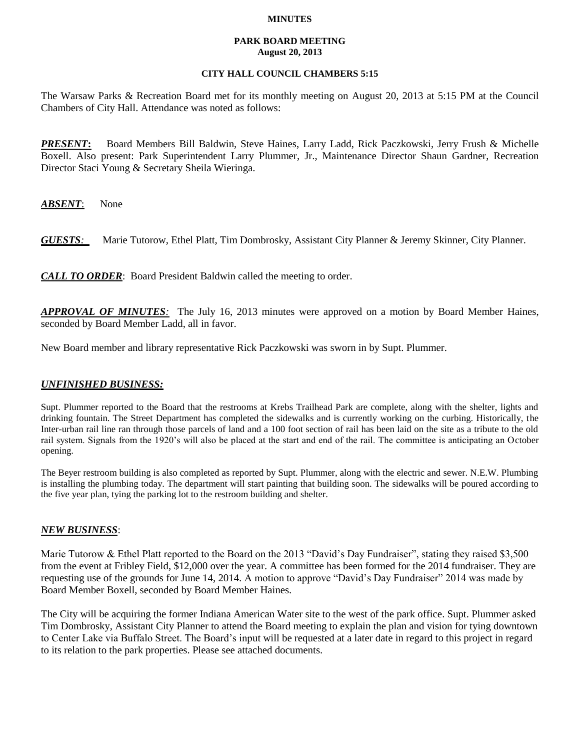**MINUTES**

**PARK BOARD MEETING**
**August 20, 2013**

**CITY HALL COUNCIL CHAMBERS 5:15**

The Warsaw Parks & Recreation Board met for its monthly meeting on August 20, 2013 at 5:15 PM at the Council Chambers of City Hall. Attendance was noted as follows:

***PRESENT*:** Board Members Bill Baldwin, Steve Haines, Larry Ladd, Rick Paczkowski, Jerry Frush & Michelle Boxell. Also present: Park Superintendent Larry Plummer, Jr., Maintenance Director Shaun Gardner, Recreation Director Staci Young & Secretary Sheila Wieringa.

***ABSENT*:** None

***GUESTS:*** Marie Tutorow, Ethel Platt, Tim Dombrosky, Assistant City Planner & Jeremy Skinner, City Planner.

***CALL TO ORDER*:** Board President Baldwin called the meeting to order.

***APPROVAL OF MINUTES:*** The July 16, 2013 minutes were approved on a motion by Board Member Haines, seconded by Board Member Ladd, all in favor.

New Board member and library representative Rick Paczkowski was sworn in by Supt. Plummer.

## *UNFINISHED BUSINESS:*

Supt. Plummer reported to the Board that the restrooms at Krebs Trailhead Park are complete, along with the shelter, lights and drinking fountain. The Street Department has completed the sidewalks and is currently working on the curbing. Historically, the Inter-urban rail line ran through those parcels of land and a 100 foot section of rail has been laid on the site as a tribute to the old rail system. Signals from the 1920's will also be placed at the start and end of the rail. The committee is anticipating an October opening.

The Beyer restroom building is also completed as reported by Supt. Plummer, along with the electric and sewer. N.E.W. Plumbing is installing the plumbing today. The department will start painting that building soon. The sidewalks will be poured according to the five year plan, tying the parking lot to the restroom building and shelter.

## *NEW BUSINESS*:

Marie Tutorow & Ethel Platt reported to the Board on the 2013 "David's Day Fundraiser", stating they raised $3,500 from the event at Fribley Field, $12,000 over the year. A committee has been formed for the 2014 fundraiser. They are requesting use of the grounds for June 14, 2014. A motion to approve "David's Day Fundraiser" 2014 was made by Board Member Boxell, seconded by Board Member Haines.

The City will be acquiring the former Indiana American Water site to the west of the park office. Supt. Plummer asked Tim Dombrosky, Assistant City Planner to attend the Board meeting to explain the plan and vision for tying downtown to Center Lake via Buffalo Street. The Board's input will be requested at a later date in regard to this project in regard to its relation to the park properties. Please see attached documents.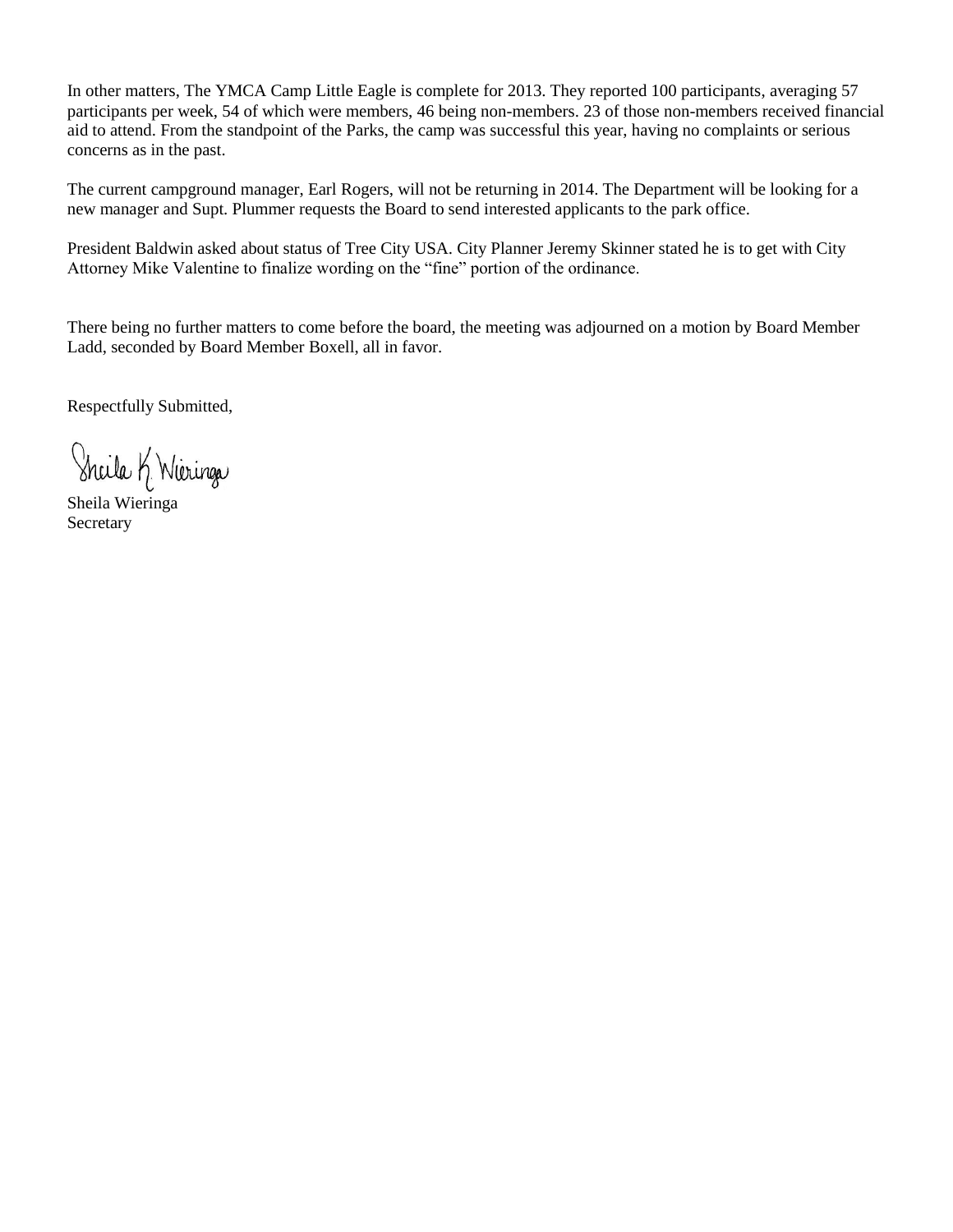In other matters, The YMCA Camp Little Eagle is complete for 2013. They reported 100 participants, averaging 57 participants per week, 54 of which were members, 46 being non-members. 23 of those non-members received financial aid to attend. From the standpoint of the Parks, the camp was successful this year, having no complaints or serious concerns as in the past.

The current campground manager, Earl Rogers, will not be returning in 2014. The Department will be looking for a new manager and Supt. Plummer requests the Board to send interested applicants to the park office.

President Baldwin asked about status of Tree City USA. City Planner Jeremy Skinner stated he is to get with City Attorney Mike Valentine to finalize wording on the "fine" portion of the ordinance.

There being no further matters to come before the board, the meeting was adjourned on a motion by Board Member Ladd, seconded by Board Member Boxell, all in favor.

Respectfully Submitted,

Sheila K. Wieringa

Sheila Wieringa
Secretary